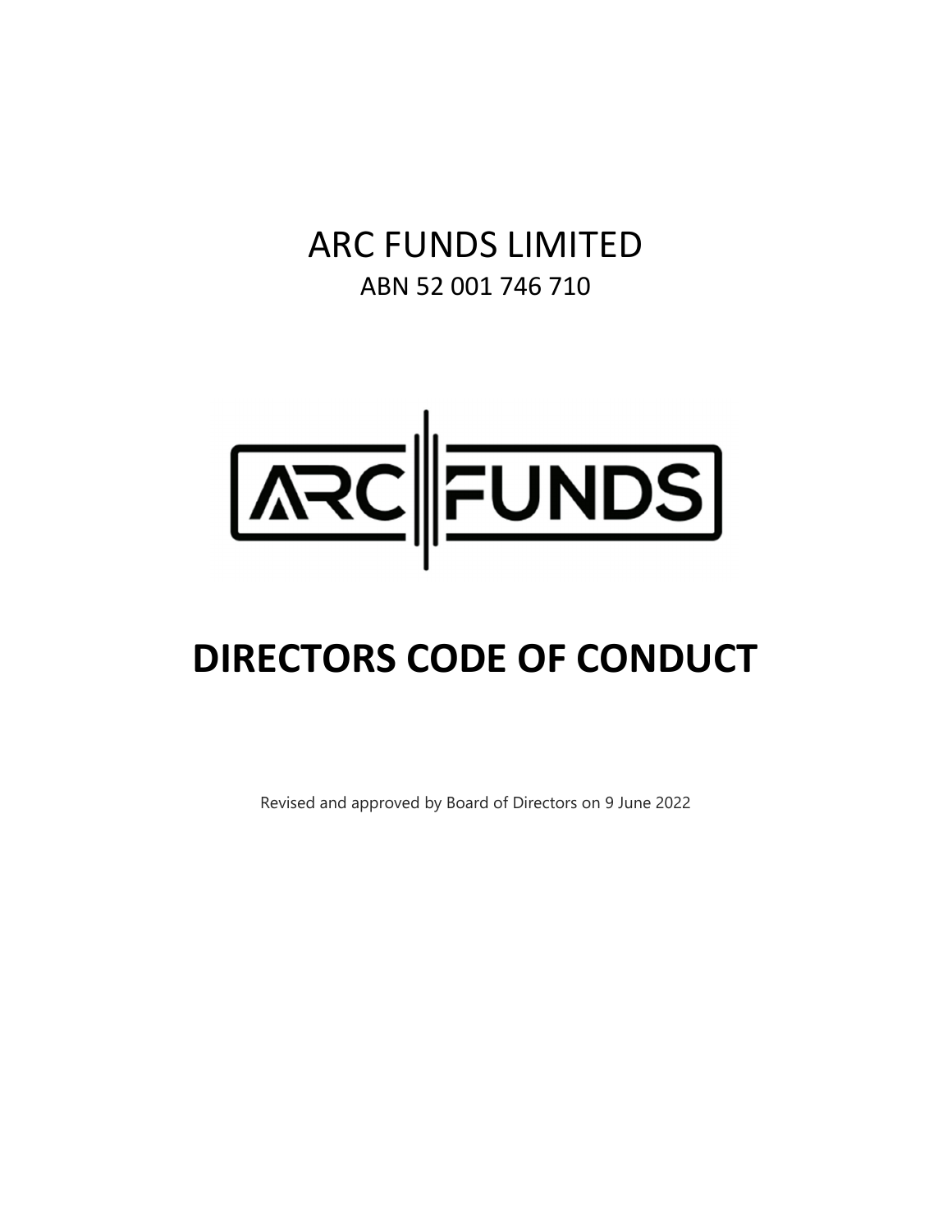# ARC FUNDS LIMITED

ABN 52 001 746 710

# DIRECTORS CODE OF CONDUCT

Revised and approved by Board of Directors on 9 June 2022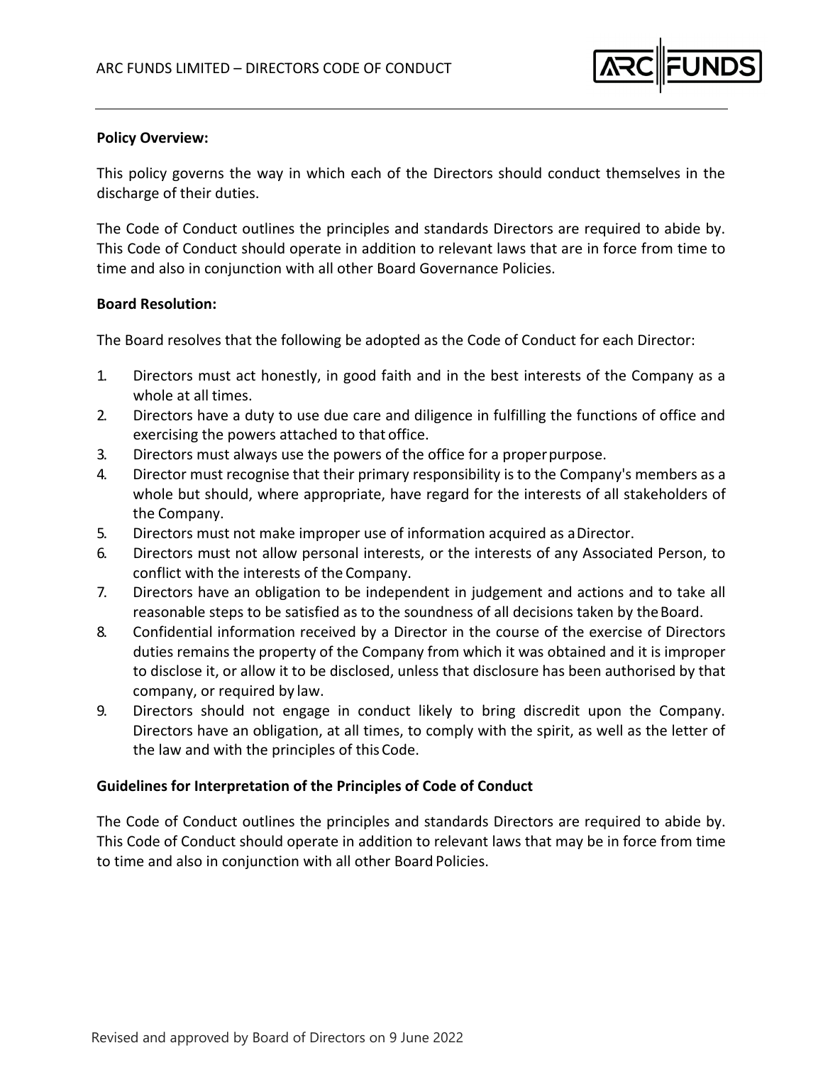**Policy Overview:**

This policy governs the way in which each of the Directors should conduct themselves in the discharge of their duties.

The Code of Conduct outlines the principles and standards Directors are required to abide by. This Code of Conduct should operate in addition to relevant laws that are in force from time to time and also in conjunction with all other Board Governance Policies.

**Board Resolution:**

The Board resolves that the following be adopted as the Code of Conduct for each Director:

1. Directors must act honestly, in good faith and in the best interests of the Company as a whole at all times.
2. Directors have a duty to use due care and diligence in fulfilling the functions of office and exercising the powers attached to that office.
3. Directors must always use the powers of the office for a proper purpose.
4. Director must recognise that their primary responsibility is to the Company's members as a whole but should, where appropriate, have regard for the interests of all stakeholders of the Company.
5. Directors must not make improper use of information acquired as a Director.
6. Directors must not allow personal interests, or the interests of any Associated Person, to conflict with the interests of the Company.
7. Directors have an obligation to be independent in judgement and actions and to take all reasonable steps to be satisfied as to the soundness of all decisions taken by the Board.
8. Confidential information received by a Director in the course of the exercise of Directors duties remains the property of the Company from which it was obtained and it is improper to disclose it, or allow it to be disclosed, unless that disclosure has been authorised by that company, or required by law.
9. Directors should not engage in conduct likely to bring discredit upon the Company. Directors have an obligation, at all times, to comply with the spirit, as well as the letter of the law and with the principles of this Code.

**Guidelines for Interpretation of the Principles of Code of Conduct**

The Code of Conduct outlines the principles and standards Directors are required to abide by. This Code of Conduct should operate in addition to relevant laws that may be in force from time to time and also in conjunction with all other Board Policies.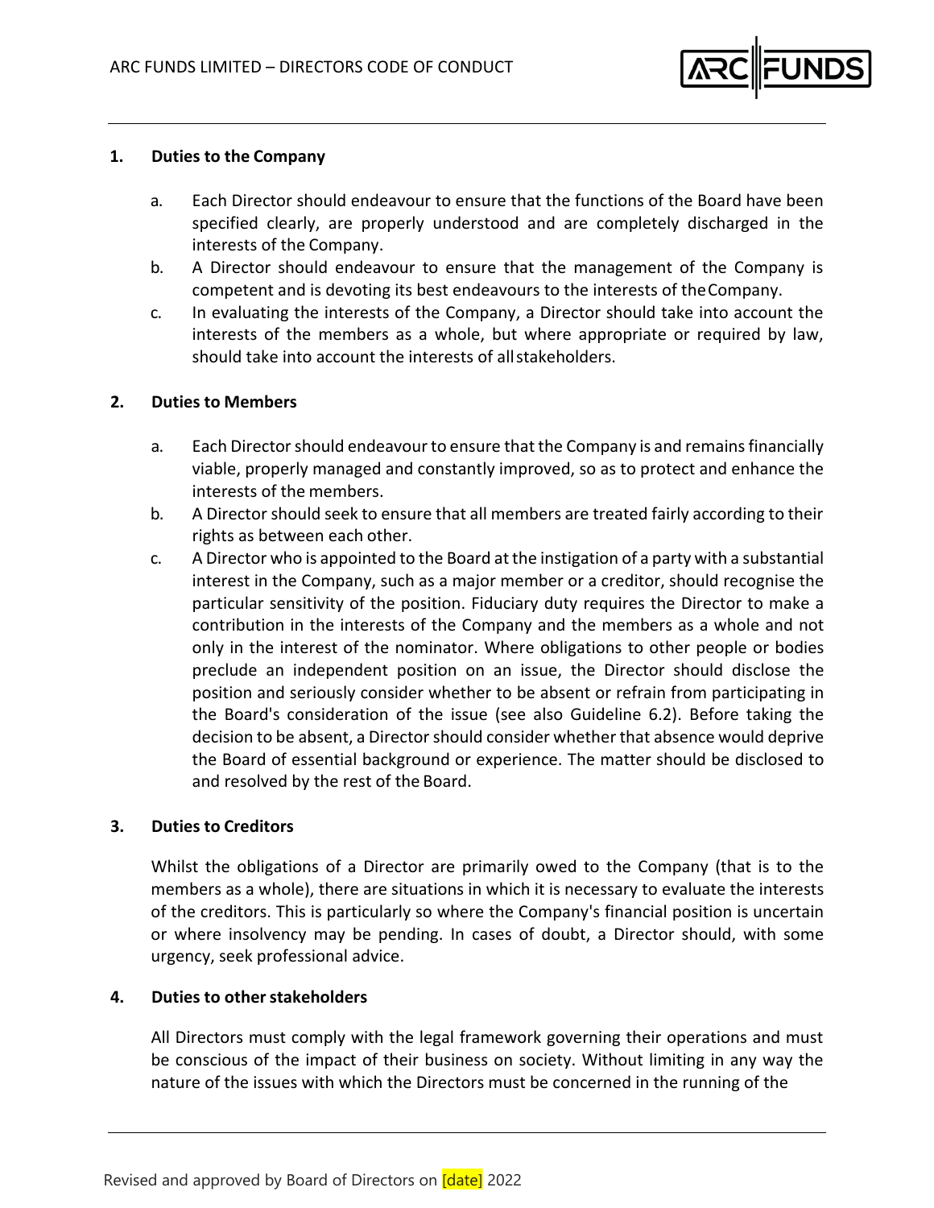## 1. Duties to the Company

a. Each Director should endeavour to ensure that the functions of the Board have been specified clearly, are properly understood and are completely discharged in the interests of the Company.

b. A Director should endeavour to ensure that the management of the Company is competent and is devoting its best endeavours to the interests of the Company.

c. In evaluating the interests of the Company, a Director should take into account the interests of the members as a whole, but where appropriate or required by law, should take into account the interests of all stakeholders.

## 2. Duties to Members

a. Each Director should endeavour to ensure that the Company is and remains financially viable, properly managed and constantly improved, so as to protect and enhance the interests of the members.

b. A Director should seek to ensure that all members are treated fairly according to their rights as between each other.

c. A Director who is appointed to the Board at the instigation of a party with a substantial interest in the Company, such as a major member or a creditor, should recognise the particular sensitivity of the position. Fiduciary duty requires the Director to make a contribution in the interests of the Company and the members as a whole and not only in the interest of the nominator. Where obligations to other people or bodies preclude an independent position on an issue, the Director should disclose the position and seriously consider whether to be absent or refrain from participating in the Board's consideration of the issue (see also Guideline 6.2). Before taking the decision to be absent, a Director should consider whether that absence would deprive the Board of essential background or experience. The matter should be disclosed to and resolved by the rest of the Board.

## 3. Duties to Creditors

Whilst the obligations of a Director are primarily owed to the Company (that is to the members as a whole), there are situations in which it is necessary to evaluate the interests of the creditors. This is particularly so where the Company's financial position is uncertain or where insolvency may be pending. In cases of doubt, a Director should, with some urgency, seek professional advice.

## 4. Duties to other stakeholders

All Directors must comply with the legal framework governing their operations and must be conscious of the impact of their business on society. Without limiting in any way the nature of the issues with which the Directors must be concerned in the running of the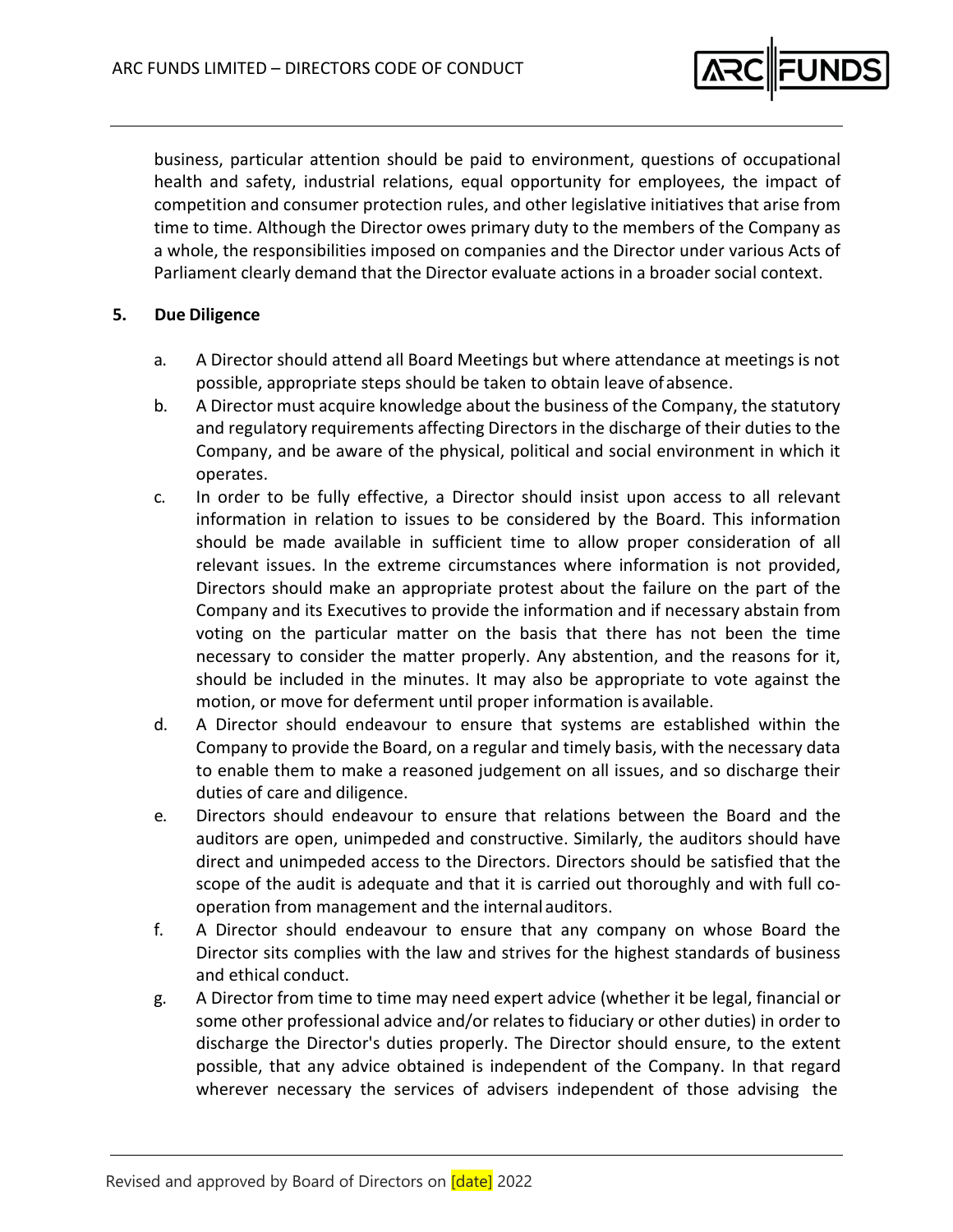business, particular attention should be paid to environment, questions of occupational health and safety, industrial relations, equal opportunity for employees, the impact of competition and consumer protection rules, and other legislative initiatives that arise from time to time. Although the Director owes primary duty to the members of the Company as a whole, the responsibilities imposed on companies and the Director under various Acts of Parliament clearly demand that the Director evaluate actions in a broader social context.

## 5. Due Diligence

a. A Director should attend all Board Meetings but where attendance at meetings is not possible, appropriate steps should be taken to obtain leave of absence.

b. A Director must acquire knowledge about the business of the Company, the statutory and regulatory requirements affecting Directors in the discharge of their duties to the Company, and be aware of the physical, political and social environment in which it operates.

c. In order to be fully effective, a Director should insist upon access to all relevant information in relation to issues to be considered by the Board. This information should be made available in sufficient time to allow proper consideration of all relevant issues. In the extreme circumstances where information is not provided, Directors should make an appropriate protest about the failure on the part of the Company and its Executives to provide the information and if necessary abstain from voting on the particular matter on the basis that there has not been the time necessary to consider the matter properly. Any abstention, and the reasons for it, should be included in the minutes. It may also be appropriate to vote against the motion, or move for deferment until proper information is available.

d. A Director should endeavour to ensure that systems are established within the Company to provide the Board, on a regular and timely basis, with the necessary data to enable them to make a reasoned judgement on all issues, and so discharge their duties of care and diligence.

e. Directors should endeavour to ensure that relations between the Board and the auditors are open, unimpeded and constructive. Similarly, the auditors should have direct and unimpeded access to the Directors. Directors should be satisfied that the scope of the audit is adequate and that it is carried out thoroughly and with full co-operation from management and the internal auditors.

f. A Director should endeavour to ensure that any company on whose Board the Director sits complies with the law and strives for the highest standards of business and ethical conduct.

g. A Director from time to time may need expert advice (whether it be legal, financial or some other professional advice and/or relates to fiduciary or other duties) in order to discharge the Director's duties properly. The Director should ensure, to the extent possible, that any advice obtained is independent of the Company. In that regard wherever necessary the services of advisers independent of those advising the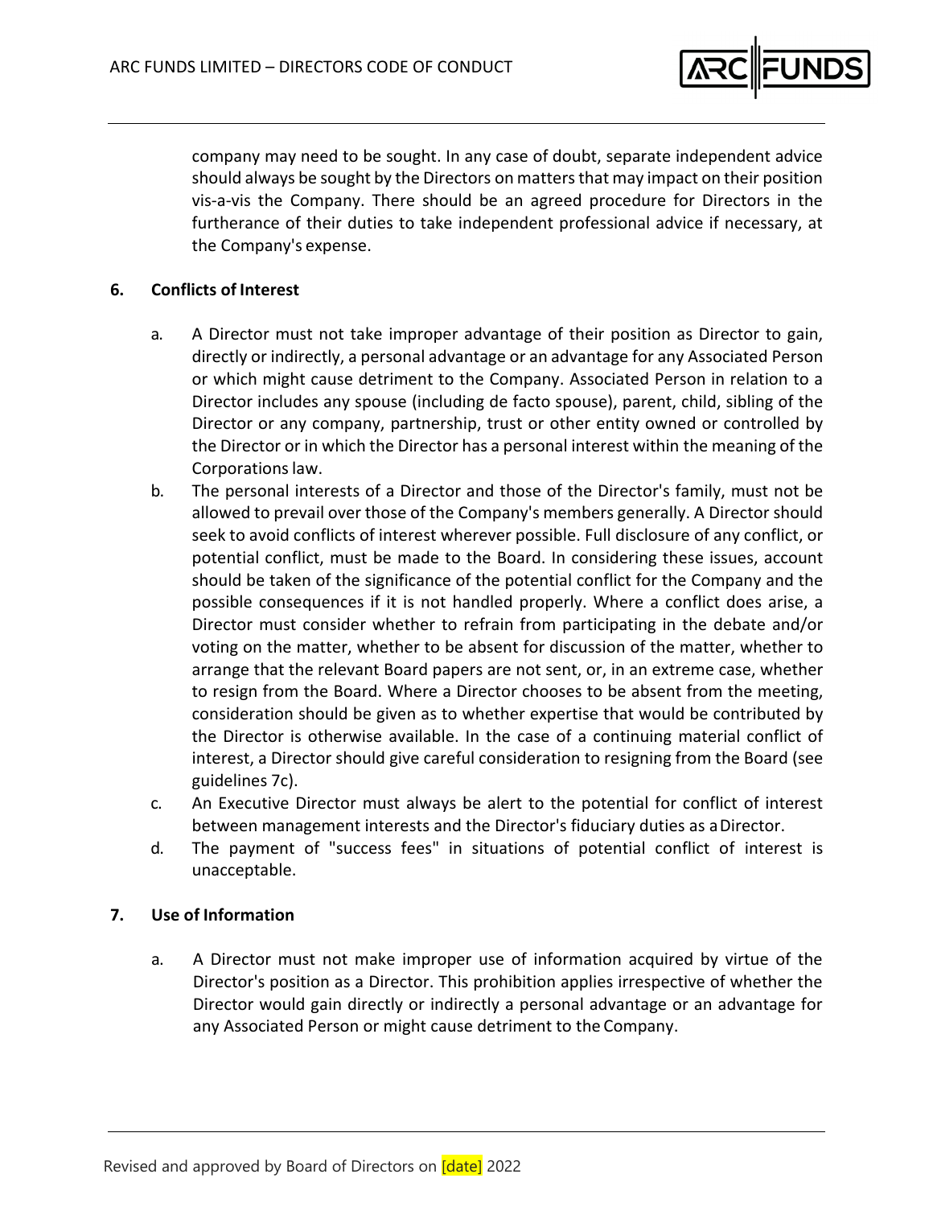company may need to be sought. In any case of doubt, separate independent advice should always be sought by the Directors on matters that may impact on their position vis-a-vis the Company. There should be an agreed procedure for Directors in the furtherance of their duties to take independent professional advice if necessary, at the Company's expense.

## 6. Conflicts of Interest

a. A Director must not take improper advantage of their position as Director to gain, directly or indirectly, a personal advantage or an advantage for any Associated Person or which might cause detriment to the Company. Associated Person in relation to a Director includes any spouse (including de facto spouse), parent, child, sibling of the Director or any company, partnership, trust or other entity owned or controlled by the Director or in which the Director has a personal interest within the meaning of the Corporations law.

b. The personal interests of a Director and those of the Director's family, must not be allowed to prevail over those of the Company's members generally. A Director should seek to avoid conflicts of interest wherever possible. Full disclosure of any conflict, or potential conflict, must be made to the Board. In considering these issues, account should be taken of the significance of the potential conflict for the Company and the possible consequences if it is not handled properly. Where a conflict does arise, a Director must consider whether to refrain from participating in the debate and/or voting on the matter, whether to be absent for discussion of the matter, whether to arrange that the relevant Board papers are not sent, or, in an extreme case, whether to resign from the Board. Where a Director chooses to be absent from the meeting, consideration should be given as to whether expertise that would be contributed by the Director is otherwise available. In the case of a continuing material conflict of interest, a Director should give careful consideration to resigning from the Board (see guidelines 7c).

c. An Executive Director must always be alert to the potential for conflict of interest between management interests and the Director's fiduciary duties as a Director.

d. The payment of "success fees" in situations of potential conflict of interest is unacceptable.

## 7. Use of Information

a. A Director must not make improper use of information acquired by virtue of the Director's position as a Director. This prohibition applies irrespective of whether the Director would gain directly or indirectly a personal advantage or an advantage for any Associated Person or might cause detriment to the Company.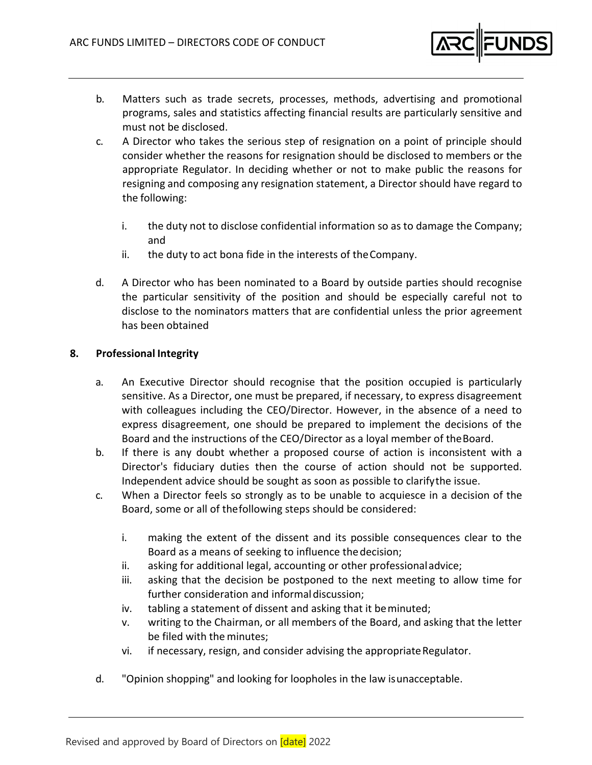b. Matters such as trade secrets, processes, methods, advertising and promotional programs, sales and statistics affecting financial results are particularly sensitive and must not be disclosed.

c. A Director who takes the serious step of resignation on a point of principle should consider whether the reasons for resignation should be disclosed to members or the appropriate Regulator. In deciding whether or not to make public the reasons for resigning and composing any resignation statement, a Director should have regard to the following:

   i. the duty not to disclose confidential information so as to damage the Company; and
   ii. the duty to act bona fide in the interests of the Company.

d. A Director who has been nominated to a Board by outside parties should recognise the particular sensitivity of the position and should be especially careful not to disclose to the nominators matters that are confidential unless the prior agreement has been obtained

## 8. Professional Integrity

a. An Executive Director should recognise that the position occupied is particularly sensitive. As a Director, one must be prepared, if necessary, to express disagreement with colleagues including the CEO/Director. However, in the absence of a need to express disagreement, one should be prepared to implement the decisions of the Board and the instructions of the CEO/Director as a loyal member of the Board.

b. If there is any doubt whether a proposed course of action is inconsistent with a Director's fiduciary duties then the course of action should not be supported. Independent advice should be sought as soon as possible to clarify the issue.

c. When a Director feels so strongly as to be unable to acquiesce in a decision of the Board, some or all of the following steps should be considered:

   i. making the extent of the dissent and its possible consequences clear to the Board as a means of seeking to influence the decision;
   ii. asking for additional legal, accounting or other professional advice;
   iii. asking that the decision be postponed to the next meeting to allow time for further consideration and informal discussion;
   iv. tabling a statement of dissent and asking that it be minuted;
   v. writing to the Chairman, or all members of the Board, and asking that the letter be filed with the minutes;
   vi. if necessary, resign, and consider advising the appropriate Regulator.

d. "Opinion shopping" and looking for loopholes in the law is unacceptable.

Revised and approved by Board of Directors on [date] 2022